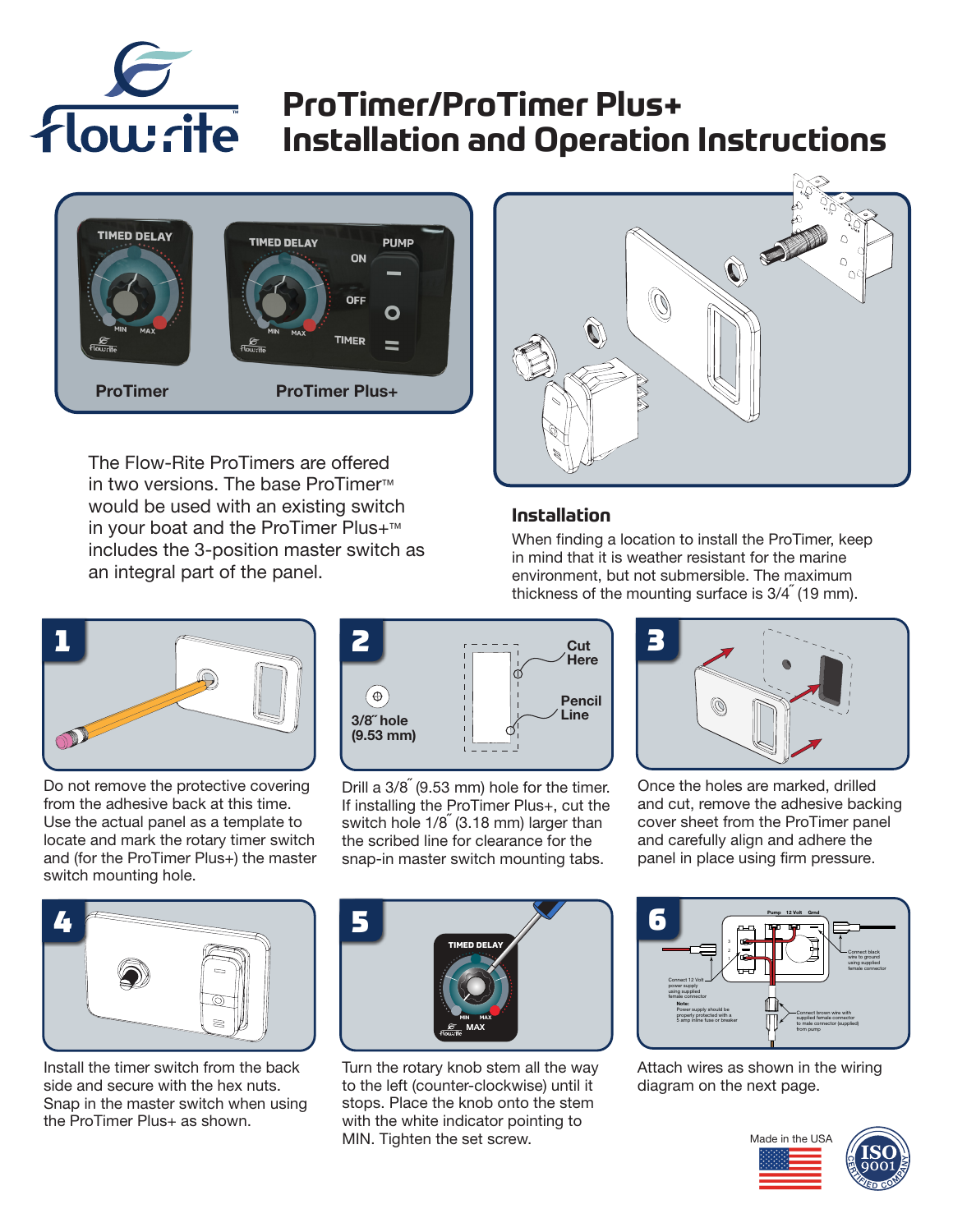# ProTimer/ProTimer Plus+ Installation and Operation Instructions

ProTimer

ProTimer Plus+

The Flow-Rite ProTimers are offered in two versions. The base ProTimer™ would be used with an existing switch in your boat and the ProTimer Plus+™ includes the 3-position master switch as an integral part of the panel.

## Installation

When finding a location to install the ProTimer, keep in mind that it is weather resistant for the marine environment, but not submersible. The maximum thickness of the mounting surface is 3/4˝ (19 mm).

**1**

Do not remove the protective covering from the adhesive back at this time. Use the actual panel as a template to locate and mark the rotary timer switch and (for the ProTimer Plus+) the master switch mounting hole.

**2**

3/8˝ hole (9.53 mm)

Cut Here

Pencil Line

Drill a 3/8˝ (9.53 mm) hole for the timer. If installing the ProTimer Plus+, cut the switch hole 1/8˝ (3.18 mm) larger than the scribed line for clearance for the snap-in master switch mounting tabs.

**3**

Once the holes are marked, drilled and cut, remove the adhesive backing cover sheet from the ProTimer panel and carefully align and adhere the panel in place using firm pressure.

**4**

Install the timer switch from the back side and secure with the hex nuts. Snap in the master switch when using the ProTimer Plus+ as shown.

**5**

Turn the rotary knob stem all the way to the left (counter-clockwise) until it stops. Place the knob onto the stem with the white indicator pointing to MIN. Tighten the set screw.

**6**

Attach wires as shown in the wiring diagram on the next page.

Made in the USA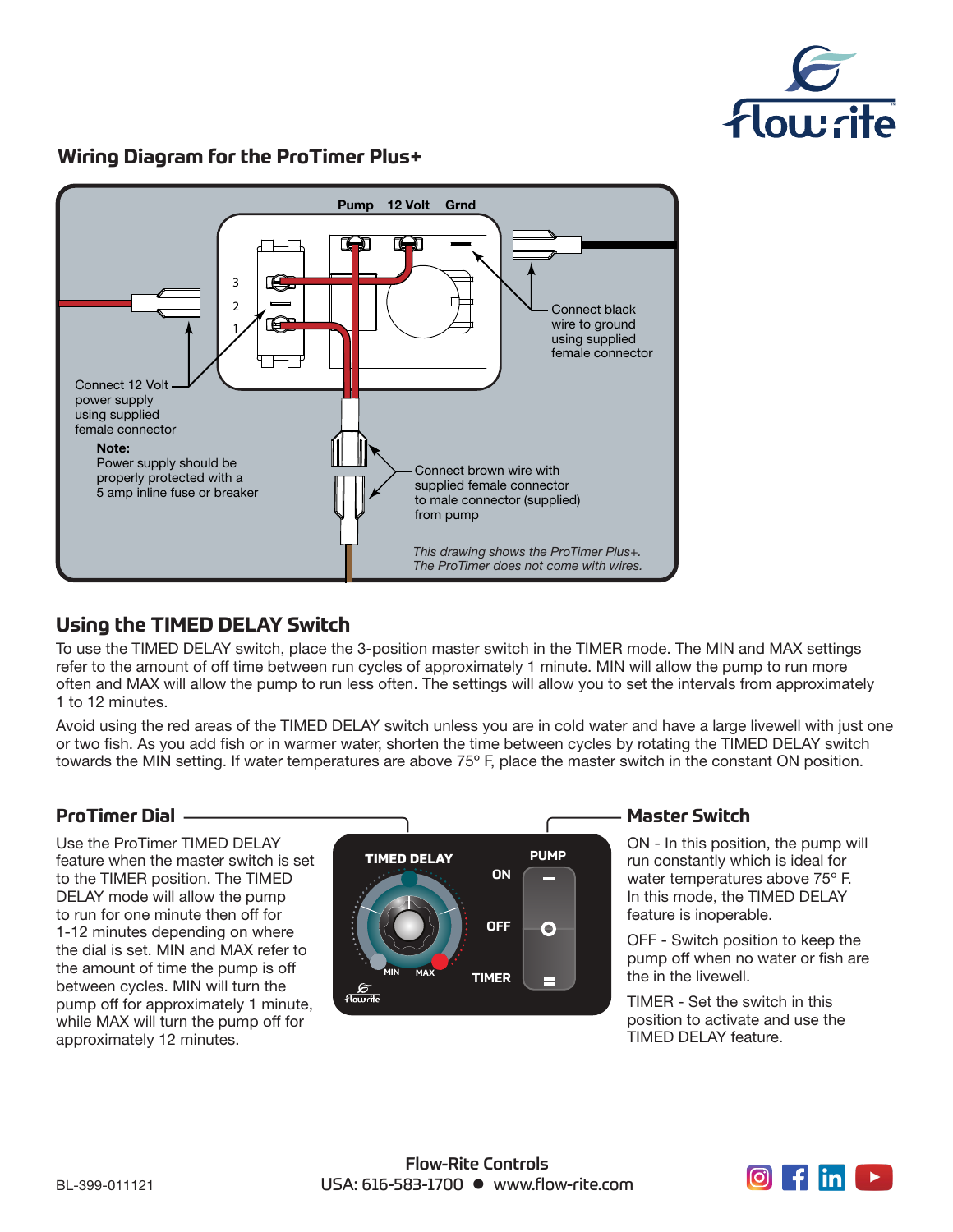## Wiring Diagram for the ProTimer Plus+

Pump 12 Volt Grnd

3
2
1

Connect black wire to ground using supplied female connector

Connect 12 Volt power supply using supplied female connector

**Note:**
Power supply should be properly protected with a 5 amp inline fuse or breaker

Connect brown wire with supplied female connector to male connector (supplied) from pump

*This drawing shows the ProTimer Plus+. The ProTimer does not come with wires.*

## Using the TIMED DELAY Switch

To use the TIMED DELAY switch, place the 3-position master switch in the TIMER mode. The MIN and MAX settings refer to the amount of off time between run cycles of approximately 1 minute. MIN will allow the pump to run more often and MAX will allow the pump to run less often. The settings will allow you to set the intervals from approximately 1 to 12 minutes.

Avoid using the red areas of the TIMED DELAY switch unless you are in cold water and have a large livewell with just one or two fish. As you add fish or in warmer water, shorten the time between cycles by rotating the TIMED DELAY switch towards the MIN setting. If water temperatures are above 75° F, place the master switch in the constant ON position.

### ProTimer Dial

Use the ProTimer TIMED DELAY feature when the master switch is set to the TIMER position. The TIMED DELAY mode will allow the pump to run for one minute then off for 1-12 minutes depending on where the dial is set. MIN and MAX refer to the amount of time the pump is off between cycles. MIN will turn the pump off for approximately 1 minute, while MAX will turn the pump off for approximately 12 minutes.

TIMED DELAY
MIN MAX
PUMP
ON
OFF
TIMER

### Master Switch

ON - In this position, the pump will run constantly which is ideal for water temperatures above 75° F. In this mode, the TIMED DELAY feature is inoperable.

OFF - Switch position to keep the pump off when no water or fish are the in the livewell.

TIMER - Set the switch in this position to activate and use the TIMED DELAY feature.

BL-399-011121

**Flow-Rite Controls**
USA: 616-583-1700 ● www.flow-rite.com